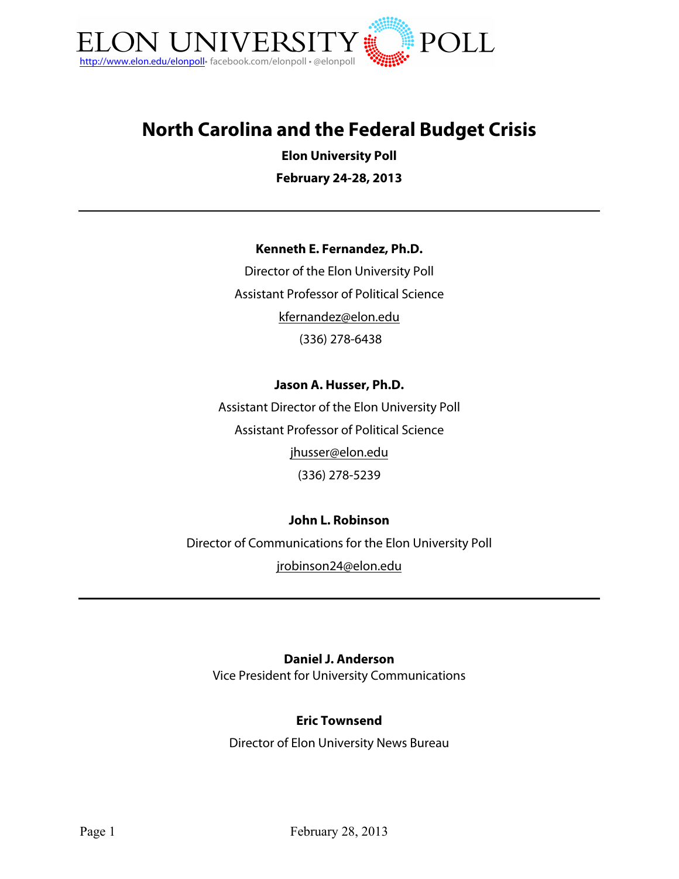ELON UNIVERSITY POLL

http://www.elon.edu/elonpoll • facebook.com/elonpoll • @elonpoll

# North Carolina and the Federal Budget Crisis

**Elon University Poll**

**February 24-28, 2013**

---

**Kenneth E. Fernandez, Ph.D.**

Director of the Elon University Poll

Assistant Professor of Political Science

kfernandez@elon.edu

(336) 278-6438

**Jason A. Husser, Ph.D.**

Assistant Director of the Elon University Poll

Assistant Professor of Political Science

jhusser@elon.edu

(336) 278-5239

**John L. Robinson**

Director of Communications for the Elon University Poll

jrobinson24@elon.edu

---

**Daniel J. Anderson**

Vice President for University Communications

**Eric Townsend**

Director of Elon University News Bureau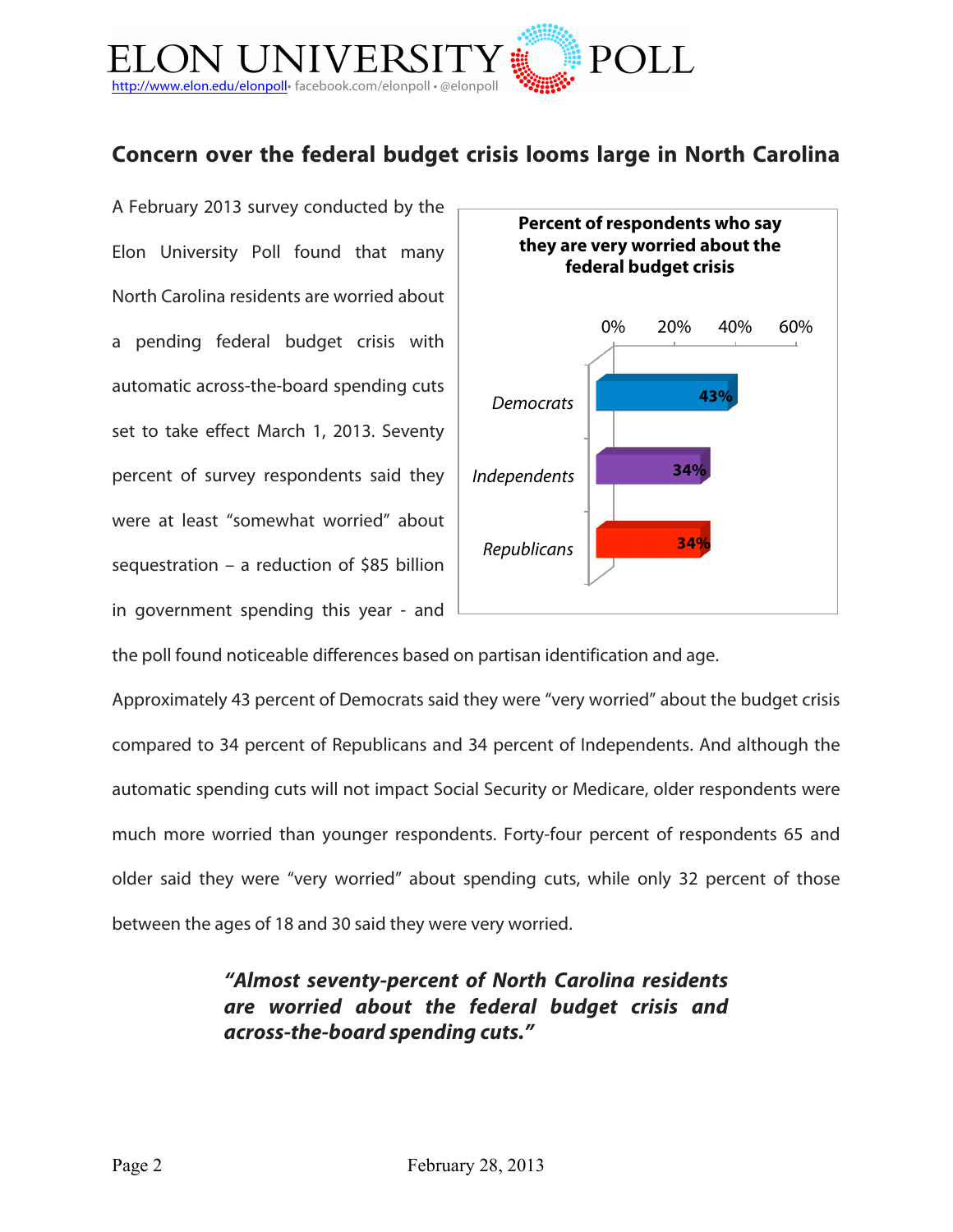# Concern over the federal budget crisis looms large in North Carolina

A February 2013 survey conducted by the Elon University Poll found that many North Carolina residents are worried about a pending federal budget crisis with automatic across-the-board spending cuts set to take effect March 1, 2013. Seventy percent of survey respondents said they were at least "somewhat worried" about sequestration – a reduction of $85 billion in government spending this year - and the poll found noticeable differences based on partisan identification and age.

**Percent of respondents who say they are very worried about the federal budget crisis**

| | Percent |
|---|---|
| Democrats | 43% |
| Independents | 34% |
| Republicans | 34% |

Approximately 43 percent of Democrats said they were "very worried" about the budget crisis compared to 34 percent of Republicans and 34 percent of Independents. And although the automatic spending cuts will not impact Social Security or Medicare, older respondents were much more worried than younger respondents. Forty-four percent of respondents 65 and older said they were "very worried" about spending cuts, while only 32 percent of those between the ages of 18 and 30 said they were very worried.

> ***"Almost seventy-percent of North Carolina residents are worried about the federal budget crisis and across-the-board spending cuts."***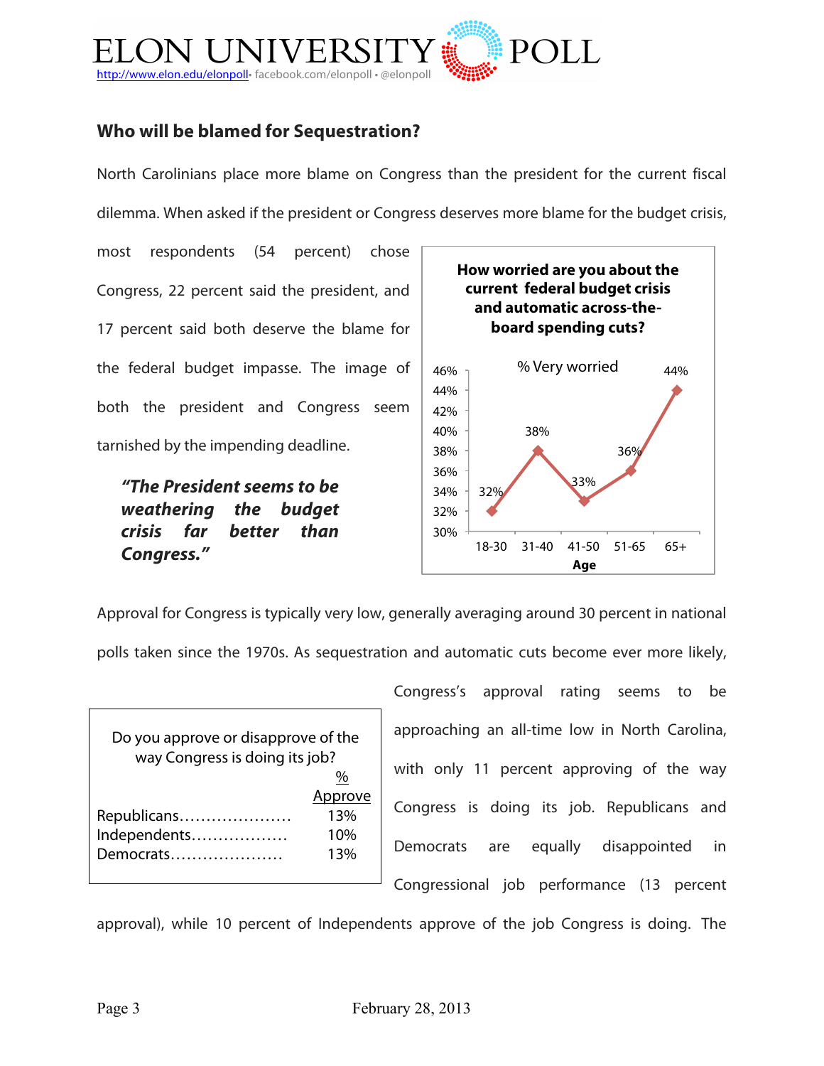## Who will be blamed for Sequestration?

North Carolinians place more blame on Congress than the president for the current fiscal dilemma. When asked if the president or Congress deserves more blame for the budget crisis, most respondents (54 percent) chose Congress, 22 percent said the president, and 17 percent said both deserve the blame for the federal budget impasse. The image of both the president and Congress seem tarnished by the impending deadline.

> ***"The President seems to be weathering the budget crisis far better than Congress."***

**How worried are you about the current federal budget crisis and automatic across-the-board spending cuts?**

% Very worried

| Age | % Very worried |
|---|---|
| 18-30 | 32% |
| 31-40 | 38% |
| 41-50 | 33% |
| 51-65 | 36% |
| 65+ | 44% |

Approval for Congress is typically very low, generally averaging around 30 percent in national polls taken since the 1970s. As sequestration and automatic cuts become ever more likely, Congress's approval rating seems to be approaching an all-time low in North Carolina, with only 11 percent approving of the way Congress is doing its job. Republicans and Democrats are equally disappointed in Congressional job performance (13 percent approval), while 10 percent of Independents approve of the job Congress is doing. The

Do you approve or disapprove of the way Congress is doing its job?

| | % Approve |
|---|---|
| Republicans | 13% |
| Independents | 10% |
| Democrats | 13% |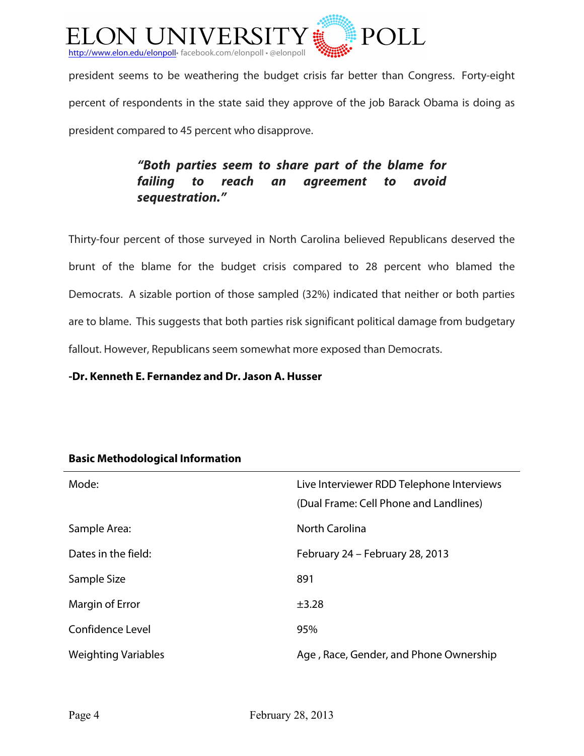president seems to be weathering the budget crisis far better than Congress. Forty-eight percent of respondents in the state said they approve of the job Barack Obama is doing as president compared to 45 percent who disapprove.

> ***"Both parties seem to share part of the blame for failing to reach an agreement to avoid sequestration."***

Thirty-four percent of those surveyed in North Carolina believed Republicans deserved the brunt of the blame for the budget crisis compared to 28 percent who blamed the Democrats. A sizable portion of those sampled (32%) indicated that neither or both parties are to blame. This suggests that both parties risk significant political damage from budgetary fallout. However, Republicans seem somewhat more exposed than Democrats.

**-Dr. Kenneth E. Fernandez and Dr. Jason A. Husser**

**Basic Methodological Information**

| | |
|---|---|
| Mode: | Live Interviewer RDD Telephone Interviews (Dual Frame: Cell Phone and Landlines) |
| Sample Area: | North Carolina |
| Dates in the field: | February 24 – February 28, 2013 |
| Sample Size | 891 |
| Margin of Error | ±3.28 |
| Confidence Level | 95% |
| Weighting Variables | Age , Race, Gender, and Phone Ownership |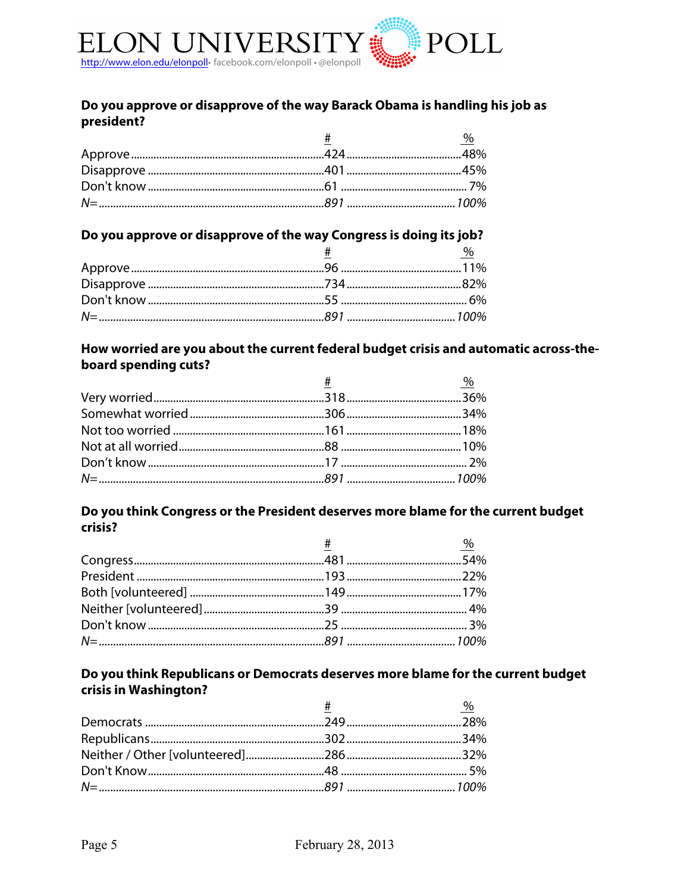**Do you approve or disapprove of the way Barack Obama is handling his job as president?**

| | # | % |
|---|---|---|
| Approve | 424 | 48% |
| Disapprove | 401 | 45% |
| Don't know | 61 | 7% |
| *N=* | *891* | *100%* |

**Do you approve or disapprove of the way Congress is doing its job?**

| | # | % |
|---|---|---|
| Approve | 96 | 11% |
| Disapprove | 734 | 82% |
| Don't know | 55 | 6% |
| *N=* | *891* | *100%* |

**How worried are you about the current federal budget crisis and automatic across-the-board spending cuts?**

| | # | % |
|---|---|---|
| Very worried | 318 | 36% |
| Somewhat worried | 306 | 34% |
| Not too worried | 161 | 18% |
| Not at all worried | 88 | 10% |
| Don't know | 17 | 2% |
| *N=* | *891* | *100%* |

**Do you think Congress or the President deserves more blame for the current budget crisis?**

| | # | % |
|---|---|---|
| Congress | 481 | 54% |
| President | 193 | 22% |
| Both [volunteered] | 149 | 17% |
| Neither [volunteered] | 39 | 4% |
| Don't know | 25 | 3% |
| *N=* | *891* | *100%* |

**Do you think Republicans or Democrats deserves more blame for the current budget crisis in Washington?**

| | # | % |
|---|---|---|
| Democrats | 249 | 28% |
| Republicans | 302 | 34% |
| Neither / Other [volunteered] | 286 | 32% |
| Don't Know | 48 | 5% |
| *N=* | *891* | *100%* |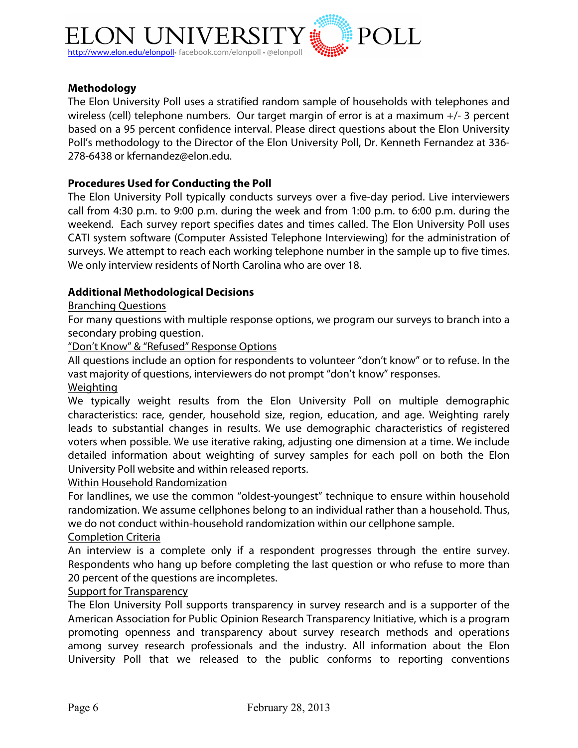**Methodology**

The Elon University Poll uses a stratified random sample of households with telephones and wireless (cell) telephone numbers. Our target margin of error is at a maximum +/- 3 percent based on a 95 percent confidence interval. Please direct questions about the Elon University Poll's methodology to the Director of the Elon University Poll, Dr. Kenneth Fernandez at 336-278-6438 or kfernandez@elon.edu.

**Procedures Used for Conducting the Poll**

The Elon University Poll typically conducts surveys over a five-day period. Live interviewers call from 4:30 p.m. to 9:00 p.m. during the week and from 1:00 p.m. to 6:00 p.m. during the weekend. Each survey report specifies dates and times called. The Elon University Poll uses CATI system software (Computer Assisted Telephone Interviewing) for the administration of surveys. We attempt to reach each working telephone number in the sample up to five times. We only interview residents of North Carolina who are over 18.

**Additional Methodological Decisions**

Branching Questions

For many questions with multiple response options, we program our surveys to branch into a secondary probing question.

"Don't Know" & "Refused" Response Options

All questions include an option for respondents to volunteer "don't know" or to refuse. In the vast majority of questions, interviewers do not prompt "don't know" responses.

Weighting

We typically weight results from the Elon University Poll on multiple demographic characteristics: race, gender, household size, region, education, and age. Weighting rarely leads to substantial changes in results. We use demographic characteristics of registered voters when possible. We use iterative raking, adjusting one dimension at a time. We include detailed information about weighting of survey samples for each poll on both the Elon University Poll website and within released reports.

Within Household Randomization

For landlines, we use the common "oldest-youngest" technique to ensure within household randomization. We assume cellphones belong to an individual rather than a household. Thus, we do not conduct within-household randomization within our cellphone sample.

Completion Criteria

An interview is a complete only if a respondent progresses through the entire survey. Respondents who hang up before completing the last question or who refuse to more than 20 percent of the questions are incompletes.

Support for Transparency

The Elon University Poll supports transparency in survey research and is a supporter of the American Association for Public Opinion Research Transparency Initiative, which is a program promoting openness and transparency about survey research methods and operations among survey research professionals and the industry. All information about the Elon University Poll that we released to the public conforms to reporting conventions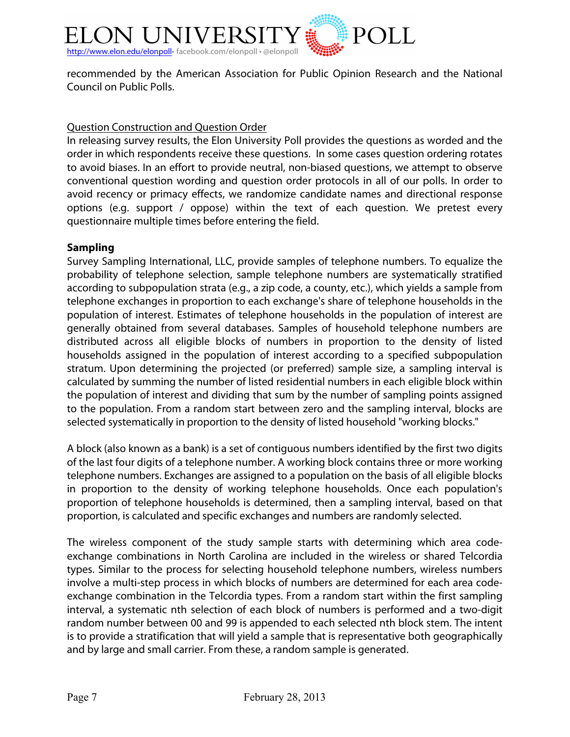recommended by the American Association for Public Opinion Research and the National Council on Public Polls.

Question Construction and Question Order

In releasing survey results, the Elon University Poll provides the questions as worded and the order in which respondents receive these questions. In some cases question ordering rotates to avoid biases. In an effort to provide neutral, non-biased questions, we attempt to observe conventional question wording and question order protocols in all of our polls. In order to avoid recency or primacy effects, we randomize candidate names and directional response options (e.g. support / oppose) within the text of each question. We pretest every questionnaire multiple times before entering the field.

**Sampling**

Survey Sampling International, LLC, provide samples of telephone numbers. To equalize the probability of telephone selection, sample telephone numbers are systematically stratified according to subpopulation strata (e.g., a zip code, a county, etc.), which yields a sample from telephone exchanges in proportion to each exchange's share of telephone households in the population of interest. Estimates of telephone households in the population of interest are generally obtained from several databases. Samples of household telephone numbers are distributed across all eligible blocks of numbers in proportion to the density of listed households assigned in the population of interest according to a specified subpopulation stratum. Upon determining the projected (or preferred) sample size, a sampling interval is calculated by summing the number of listed residential numbers in each eligible block within the population of interest and dividing that sum by the number of sampling points assigned to the population. From a random start between zero and the sampling interval, blocks are selected systematically in proportion to the density of listed household "working blocks."

A block (also known as a bank) is a set of contiguous numbers identified by the first two digits of the last four digits of a telephone number. A working block contains three or more working telephone numbers. Exchanges are assigned to a population on the basis of all eligible blocks in proportion to the density of working telephone households. Once each population's proportion of telephone households is determined, then a sampling interval, based on that proportion, is calculated and specific exchanges and numbers are randomly selected.

The wireless component of the study sample starts with determining which area code-exchange combinations in North Carolina are included in the wireless or shared Telcordia types. Similar to the process for selecting household telephone numbers, wireless numbers involve a multi-step process in which blocks of numbers are determined for each area code-exchange combination in the Telcordia types. From a random start within the first sampling interval, a systematic nth selection of each block of numbers is performed and a two-digit random number between 00 and 99 is appended to each selected nth block stem. The intent is to provide a stratification that will yield a sample that is representative both geographically and by large and small carrier. From these, a random sample is generated.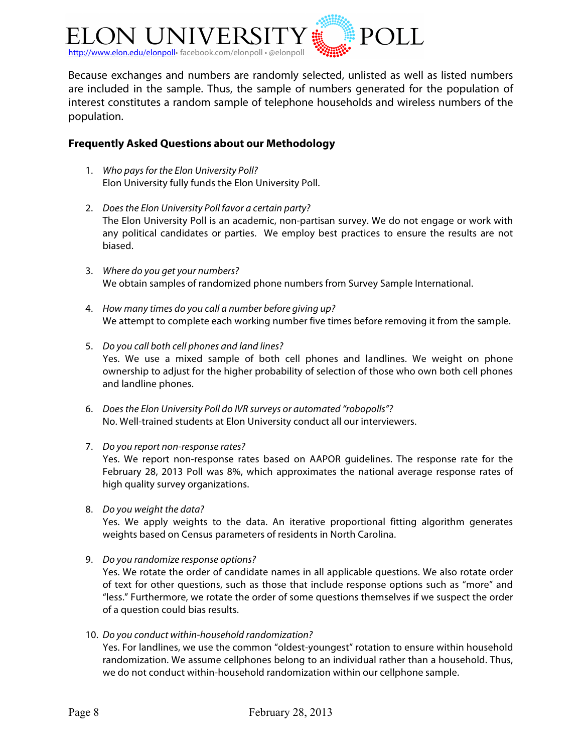Because exchanges and numbers are randomly selected, unlisted as well as listed numbers are included in the sample. Thus, the sample of numbers generated for the population of interest constitutes a random sample of telephone households and wireless numbers of the population.

**Frequently Asked Questions about our Methodology**

1. *Who pays for the Elon University Poll?*
   Elon University fully funds the Elon University Poll.

2. *Does the Elon University Poll favor a certain party?*
   The Elon University Poll is an academic, non-partisan survey. We do not engage or work with any political candidates or parties. We employ best practices to ensure the results are not biased.

3. *Where do you get your numbers?*
   We obtain samples of randomized phone numbers from Survey Sample International.

4. *How many times do you call a number before giving up?*
   We attempt to complete each working number five times before removing it from the sample.

5. *Do you call both cell phones and land lines?*
   Yes. We use a mixed sample of both cell phones and landlines. We weight on phone ownership to adjust for the higher probability of selection of those who own both cell phones and landline phones.

6. *Does the Elon University Poll do IVR surveys or automated "robopolls"?*
   No. Well-trained students at Elon University conduct all our interviewers.

7. *Do you report non-response rates?*
   Yes. We report non-response rates based on AAPOR guidelines. The response rate for the February 28, 2013 Poll was 8%, which approximates the national average response rates of high quality survey organizations.

8. *Do you weight the data?*
   Yes. We apply weights to the data. An iterative proportional fitting algorithm generates weights based on Census parameters of residents in North Carolina.

9. *Do you randomize response options?*
   Yes. We rotate the order of candidate names in all applicable questions. We also rotate order of text for other questions, such as those that include response options such as "more" and "less." Furthermore, we rotate the order of some questions themselves if we suspect the order of a question could bias results.

10. *Do you conduct within-household randomization?*
    Yes. For landlines, we use the common "oldest-youngest" rotation to ensure within household randomization. We assume cellphones belong to an individual rather than a household. Thus, we do not conduct within-household randomization within our cellphone sample.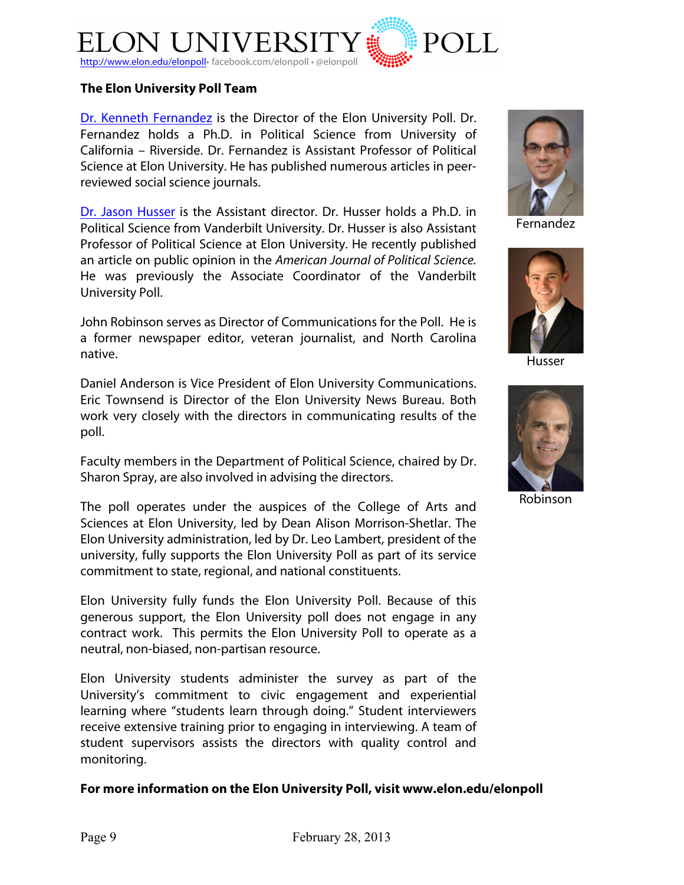## The Elon University Poll Team

Dr. Kenneth Fernandez is the Director of the Elon University Poll. Dr. Fernandez holds a Ph.D. in Political Science from University of California – Riverside. Dr. Fernandez is Assistant Professor of Political Science at Elon University. He has published numerous articles in peer-reviewed social science journals.

Fernandez

Dr. Jason Husser is the Assistant director. Dr. Husser holds a Ph.D. in Political Science from Vanderbilt University. Dr. Husser is also Assistant Professor of Political Science at Elon University. He recently published an article on public opinion in the *American Journal of Political Science.* He was previously the Associate Coordinator of the Vanderbilt University Poll.

Husser

John Robinson serves as Director of Communications for the Poll. He is a former newspaper editor, veteran journalist, and North Carolina native.

Robinson

Daniel Anderson is Vice President of Elon University Communications. Eric Townsend is Director of the Elon University News Bureau. Both work very closely with the directors in communicating results of the poll.

Faculty members in the Department of Political Science, chaired by Dr. Sharon Spray, are also involved in advising the directors.

The poll operates under the auspices of the College of Arts and Sciences at Elon University, led by Dean Alison Morrison-Shetlar. The Elon University administration, led by Dr. Leo Lambert, president of the university, fully supports the Elon University Poll as part of its service commitment to state, regional, and national constituents.

Elon University fully funds the Elon University Poll. Because of this generous support, the Elon University poll does not engage in any contract work. This permits the Elon University Poll to operate as a neutral, non-biased, non-partisan resource.

Elon University students administer the survey as part of the University's commitment to civic engagement and experiential learning where "students learn through doing." Student interviewers receive extensive training prior to engaging in interviewing. A team of student supervisors assists the directors with quality control and monitoring.

**For more information on the Elon University Poll, visit www.elon.edu/elonpoll**